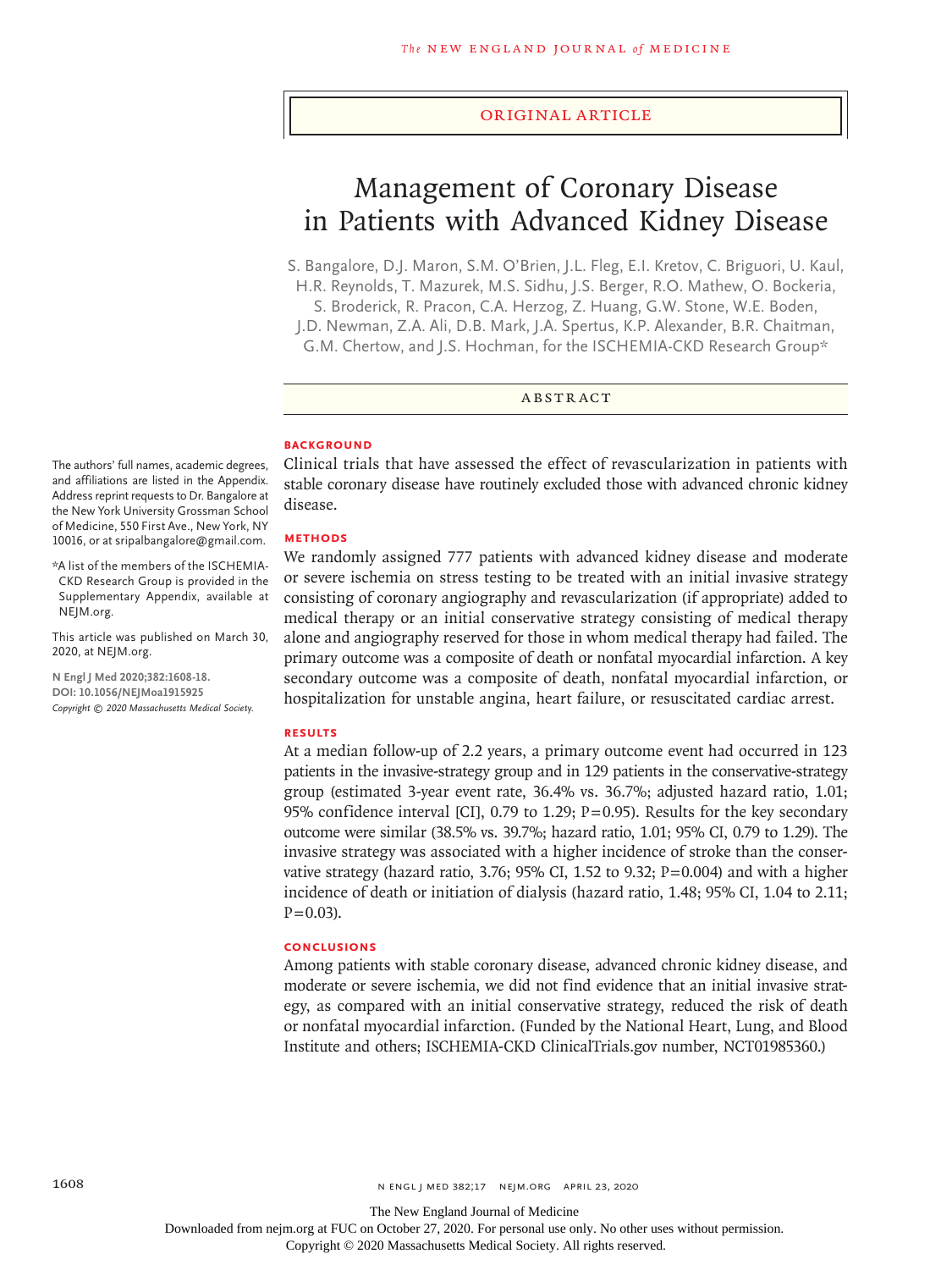Original Article

# Management of Coronary Disease in Patients with Advanced Kidney Disease

S. Bangalore, D.J. Maron, S.M. O'Brien, J.L. Fleg, E.I. Kretov, C. Briguori, U. Kaul, H.R. Reynolds, T. Mazurek, M.S. Sidhu, J.S. Berger, R.O. Mathew, O. Bockeria, S. Broderick, R. Pracon, C.A. Herzog, Z. Huang, G.W. Stone, W.E. Boden, J.D. Newman, Z.A. Ali, D.B. Mark, J.A. Spertus, K.P. Alexander, B.R. Chaitman, G.M. Chertow, and J.S. Hochman, for the ISCHEMIA-CKD Research Group*

## Abstract

### Background

Clinical trials that have assessed the effect of revascularization in patients with stable coronary disease have routinely excluded those with advanced chronic kidney disease.

### Methods

We randomly assigned 777 patients with advanced kidney disease and moderate or severe ischemia on stress testing to be treated with an initial invasive strategy consisting of coronary angiography and revascularization (if appropriate) added to medical therapy or an initial conservative strategy consisting of medical therapy alone and angiography reserved for those in whom medical therapy had failed. The primary outcome was a composite of death or nonfatal myocardial infarction. A key secondary outcome was a composite of death, nonfatal myocardial infarction, or hospitalization for unstable angina, heart failure, or resuscitated cardiac arrest.

### Results

At a median follow-up of 2.2 years, a primary outcome event had occurred in 123 patients in the invasive-strategy group and in 129 patients in the conservative-strategy group (estimated 3-year event rate, 36.4% vs. 36.7%; adjusted hazard ratio, 1.01; 95% confidence interval [CI], 0.79 to 1.29; P=0.95). Results for the key secondary outcome were similar (38.5% vs. 39.7%; hazard ratio, 1.01; 95% CI, 0.79 to 1.29). The invasive strategy was associated with a higher incidence of stroke than the conservative strategy (hazard ratio, 3.76; 95% CI, 1.52 to 9.32; P=0.004) and with a higher incidence of death or initiation of dialysis (hazard ratio, 1.48; 95% CI, 1.04 to 2.11; P=0.03).

### Conclusions

Among patients with stable coronary disease, advanced chronic kidney disease, and moderate or severe ischemia, we did not find evidence that an initial invasive strategy, as compared with an initial conservative strategy, reduced the risk of death or nonfatal myocardial infarction. (Funded by the National Heart, Lung, and Blood Institute and others; ISCHEMIA-CKD ClinicalTrials.gov number, NCT01985360.)

The authors' full names, academic degrees, and affiliations are listed in the Appendix. Address reprint requests to Dr. Bangalore at the New York University Grossman School of Medicine, 550 First Ave., New York, NY 10016, or at sripalbangalore@gmail.com.

*A list of the members of the ISCHEMIA-CKD Research Group is provided in the Supplementary Appendix, available at NEJM.org.

This article was published on March 30, 2020, at NEJM.org.

N Engl J Med 2020;382:1608-18.
DOI: 10.1056/NEJMoa1915925
Copyright © 2020 Massachusetts Medical Society.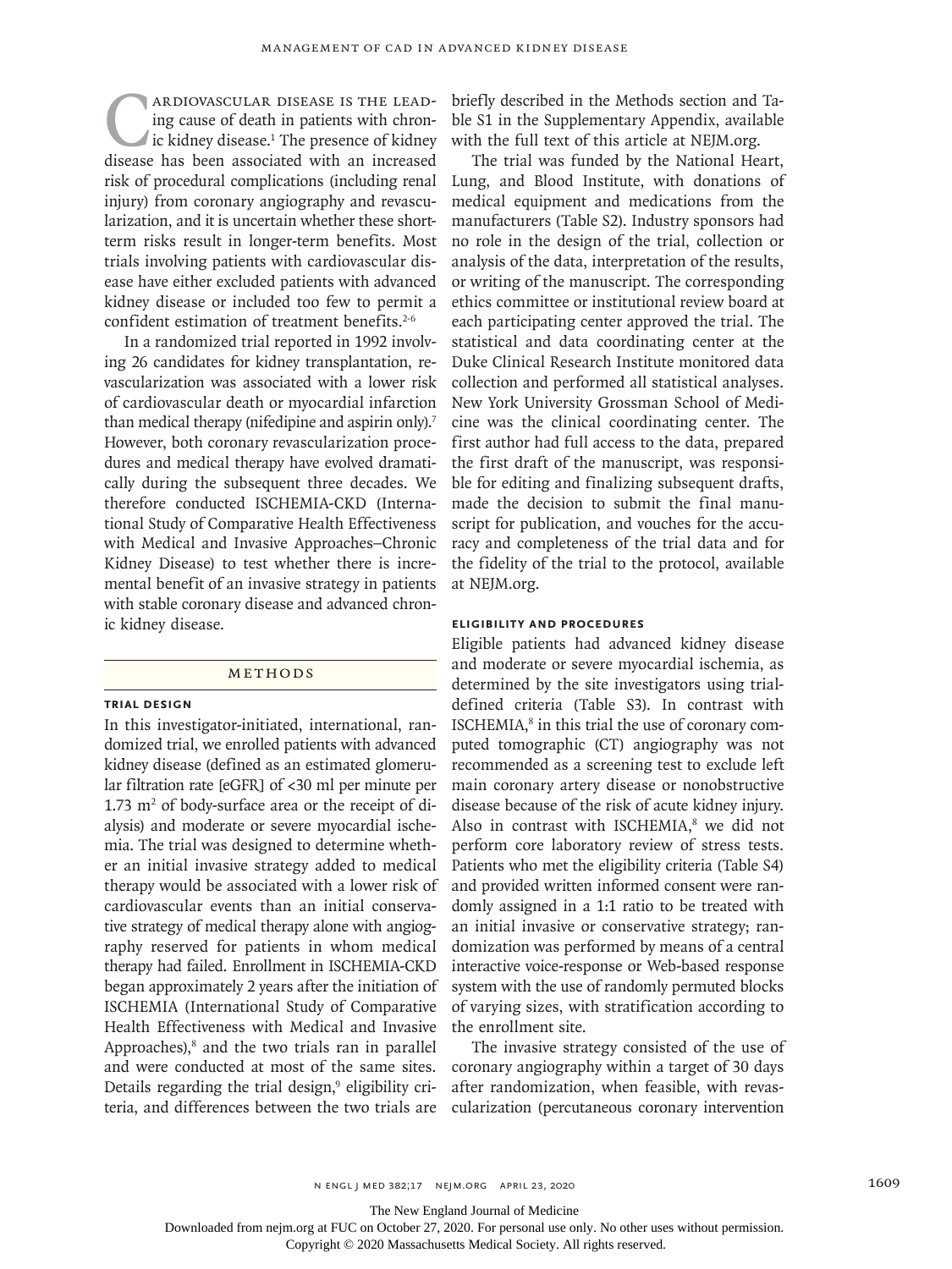Cardiovascular disease is the leading cause of death in patients with chronic kidney disease.[1] The presence of kidney disease has been associated with an increased risk of procedural complications (including renal injury) from coronary angiography and revascularization, and it is uncertain whether these short-term risks result in longer-term benefits. Most trials involving patients with cardiovascular disease have either excluded patients with advanced kidney disease or included too few to permit a confident estimation of treatment benefits.[2-6]

In a randomized trial reported in 1992 involving 26 candidates for kidney transplantation, revascularization was associated with a lower risk of cardiovascular death or myocardial infarction than medical therapy (nifedipine and aspirin only).[7] However, both coronary revascularization procedures and medical therapy have evolved dramatically during the subsequent three decades. We therefore conducted ISCHEMIA-CKD (International Study of Comparative Health Effectiveness with Medical and Invasive Approaches–Chronic Kidney Disease) to test whether there is incremental benefit of an invasive strategy in patients with stable coronary disease and advanced chronic kidney disease.

## Methods

### Trial Design

In this investigator-initiated, international, randomized trial, we enrolled patients with advanced kidney disease (defined as an estimated glomerular filtration rate [eGFR] of <30 ml per minute per 1.73 $m^2$ of body-surface area or the receipt of dialysis) and moderate or severe myocardial ischemia. The trial was designed to determine whether an initial invasive strategy added to medical therapy would be associated with a lower risk of cardiovascular events than an initial conservative strategy of medical therapy alone with angiography reserved for patients in whom medical therapy had failed. Enrollment in ISCHEMIA-CKD began approximately 2 years after the initiation of ISCHEMIA (International Study of Comparative Health Effectiveness with Medical and Invasive Approaches),[8] and the two trials ran in parallel and were conducted at most of the same sites. Details regarding the trial design,[9] eligibility criteria, and differences between the two trials are briefly described in the Methods section and Table S1 in the Supplementary Appendix, available with the full text of this article at NEJM.org.

The trial was funded by the National Heart, Lung, and Blood Institute, with donations of medical equipment and medications from the manufacturers (Table S2). Industry sponsors had no role in the design of the trial, collection or analysis of the data, interpretation of the results, or writing of the manuscript. The corresponding ethics committee or institutional review board at each participating center approved the trial. The statistical and data coordinating center at the Duke Clinical Research Institute monitored data collection and performed all statistical analyses. New York University Grossman School of Medicine was the clinical coordinating center. The first author had full access to the data, prepared the first draft of the manuscript, was responsible for editing and finalizing subsequent drafts, made the decision to submit the final manuscript for publication, and vouches for the accuracy and completeness of the trial data and for the fidelity of the trial to the protocol, available at NEJM.org.

### Eligibility and Procedures

Eligible patients had advanced kidney disease and moderate or severe myocardial ischemia, as determined by the site investigators using trial-defined criteria (Table S3). In contrast with ISCHEMIA,[8] in this trial the use of coronary computed tomographic (CT) angiography was not recommended as a screening test to exclude left main coronary artery disease or nonobstructive disease because of the risk of acute kidney injury. Also in contrast with ISCHEMIA,[8] we did not perform core laboratory review of stress tests. Patients who met the eligibility criteria (Table S4) and provided written informed consent were randomly assigned in a 1:1 ratio to be treated with an initial invasive or conservative strategy; randomization was performed by means of a central interactive voice-response or Web-based response system with the use of randomly permuted blocks of varying sizes, with stratification according to the enrollment site.

The invasive strategy consisted of the use of coronary angiography within a target of 30 days after randomization, when feasible, with revascularization (percutaneous coronary intervention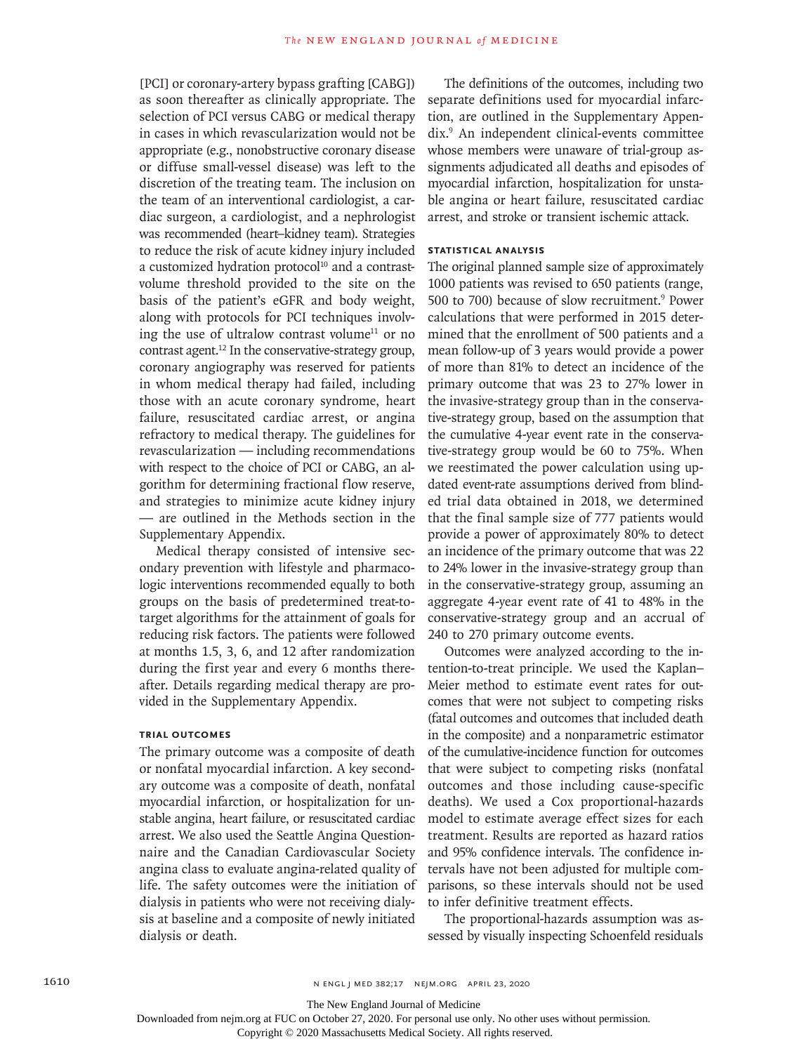[PCI] or coronary-artery bypass grafting [CABG]) as soon thereafter as clinically appropriate. The selection of PCI versus CABG or medical therapy in cases in which revascularization would not be appropriate (e.g., nonobstructive coronary disease or diffuse small-vessel disease) was left to the discretion of the treating team. The inclusion on the team of an interventional cardiologist, a cardiac surgeon, a cardiologist, and a nephrologist was recommended (heart–kidney team). Strategies to reduce the risk of acute kidney injury included a customized hydration protocol[10] and a contrast-volume threshold provided to the site on the basis of the patient's eGFR and body weight, along with protocols for PCI techniques involving the use of ultralow contrast volume[11] or no contrast agent.[12] In the conservative-strategy group, coronary angiography was reserved for patients in whom medical therapy had failed, including those with an acute coronary syndrome, heart failure, resuscitated cardiac arrest, or angina refractory to medical therapy. The guidelines for revascularization — including recommendations with respect to the choice of PCI or CABG, an algorithm for determining fractional flow reserve, and strategies to minimize acute kidney injury — are outlined in the Methods section in the Supplementary Appendix.

Medical therapy consisted of intensive secondary prevention with lifestyle and pharmacologic interventions recommended equally to both groups on the basis of predetermined treat-to-target algorithms for the attainment of goals for reducing risk factors. The patients were followed at months 1.5, 3, 6, and 12 after randomization during the first year and every 6 months thereafter. Details regarding medical therapy are provided in the Supplementary Appendix.

### Trial Outcomes

The primary outcome was a composite of death or nonfatal myocardial infarction. A key secondary outcome was a composite of death, nonfatal myocardial infarction, or hospitalization for unstable angina, heart failure, or resuscitated cardiac arrest. We also used the Seattle Angina Questionnaire and the Canadian Cardiovascular Society angina class to evaluate angina-related quality of life. The safety outcomes were the initiation of dialysis in patients who were not receiving dialysis at baseline and a composite of newly initiated dialysis or death.

The definitions of the outcomes, including two separate definitions used for myocardial infarction, are outlined in the Supplementary Appendix.[9] An independent clinical-events committee whose members were unaware of trial-group assignments adjudicated all deaths and episodes of myocardial infarction, hospitalization for unstable angina or heart failure, resuscitated cardiac arrest, and stroke or transient ischemic attack.

### Statistical Analysis

The original planned sample size of approximately 1000 patients was revised to 650 patients (range, 500 to 700) because of slow recruitment.[9] Power calculations that were performed in 2015 determined that the enrollment of 500 patients and a mean follow-up of 3 years would provide a power of more than 81% to detect an incidence of the primary outcome that was 23 to 27% lower in the invasive-strategy group than in the conservative-strategy group, based on the assumption that the cumulative 4-year event rate in the conservative-strategy group would be 60 to 75%. When we reestimated the power calculation using updated event-rate assumptions derived from blinded trial data obtained in 2018, we determined that the final sample size of 777 patients would provide a power of approximately 80% to detect an incidence of the primary outcome that was 22 to 24% lower in the invasive-strategy group than in the conservative-strategy group, assuming an aggregate 4-year event rate of 41 to 48% in the conservative-strategy group and an accrual of 240 to 270 primary outcome events.

Outcomes were analyzed according to the intention-to-treat principle. We used the Kaplan–Meier method to estimate event rates for outcomes that were not subject to competing risks (fatal outcomes and outcomes that included death in the composite) and a nonparametric estimator of the cumulative-incidence function for outcomes that were subject to competing risks (nonfatal outcomes and those including cause-specific deaths). We used a Cox proportional-hazards model to estimate average effect sizes for each treatment. Results are reported as hazard ratios and 95% confidence intervals. The confidence intervals have not been adjusted for multiple comparisons, so these intervals should not be used to infer definitive treatment effects.

The proportional-hazards assumption was assessed by visually inspecting Schoenfeld residuals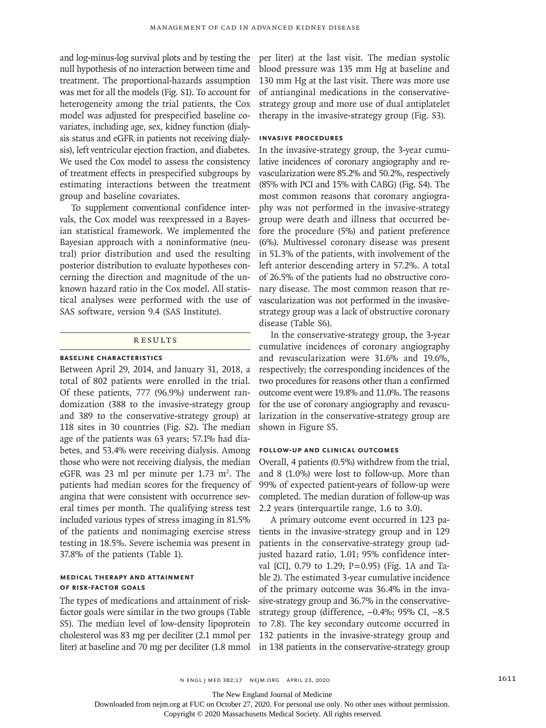and log-minus-log survival plots and by testing the null hypothesis of no interaction between time and treatment. The proportional-hazards assumption was met for all the models (Fig. S1). To account for heterogeneity among the trial patients, the Cox model was adjusted for prespecified baseline covariates, including age, sex, kidney function (dialysis status and eGFR in patients not receiving dialysis), left ventricular ejection fraction, and diabetes. We used the Cox model to assess the consistency of treatment effects in prespecified subgroups by estimating interactions between the treatment group and baseline covariates.

To supplement conventional confidence intervals, the Cox model was reexpressed in a Bayesian statistical framework. We implemented the Bayesian approach with a noninformative (neutral) prior distribution and used the resulting posterior distribution to evaluate hypotheses concerning the direction and magnitude of the unknown hazard ratio in the Cox model. All statistical analyses were performed with the use of SAS software, version 9.4 (SAS Institute).

## Results

### Baseline Characteristics

Between April 29, 2014, and January 31, 2018, a total of 802 patients were enrolled in the trial. Of these patients, 777 (96.9%) underwent randomization (388 to the invasive-strategy group and 389 to the conservative-strategy group) at 118 sites in 30 countries (Fig. S2). The median age of the patients was 63 years; 57.1% had diabetes, and 53.4% were receiving dialysis. Among those who were not receiving dialysis, the median eGFR was 23 ml per minute per 1.73 $m^2$. The patients had median scores for the frequency of angina that were consistent with occurrence several times per month. The qualifying stress test included various types of stress imaging in 81.5% of the patients and nonimaging exercise stress testing in 18.5%. Severe ischemia was present in 37.8% of the patients (Table 1).

### Medical Therapy and Attainment of Risk-Factor Goals

The types of medications and attainment of risk-factor goals were similar in the two groups (Table S5). The median level of low-density lipoprotein cholesterol was 83 mg per deciliter (2.1 mmol per liter) at baseline and 70 mg per deciliter (1.8 mmol per liter) at the last visit. The median systolic blood pressure was 135 mm Hg at baseline and 130 mm Hg at the last visit. There was more use of antianginal medications in the conservative-strategy group and more use of dual antiplatelet therapy in the invasive-strategy group (Fig. S3).

### Invasive Procedures

In the invasive-strategy group, the 3-year cumulative incidences of coronary angiography and revascularization were 85.2% and 50.2%, respectively (85% with PCI and 15% with CABG) (Fig. S4). The most common reasons that coronary angiography was not performed in the invasive-strategy group were death and illness that occurred before the procedure (5%) and patient preference (6%). Multivessel coronary disease was present in 51.3% of the patients, with involvement of the left anterior descending artery in 57.2%. A total of 26.5% of the patients had no obstructive coronary disease. The most common reason that revascularization was not performed in the invasive-strategy group was a lack of obstructive coronary disease (Table S6).

In the conservative-strategy group, the 3-year cumulative incidences of coronary angiography and revascularization were 31.6% and 19.6%, respectively; the corresponding incidences of the two procedures for reasons other than a confirmed outcome event were 19.8% and 11.0%. The reasons for the use of coronary angiography and revascularization in the conservative-strategy group are shown in Figure S5.

### Follow-up and Clinical Outcomes

Overall, 4 patients (0.5%) withdrew from the trial, and 8 (1.0%) were lost to follow-up. More than 99% of expected patient-years of follow-up were completed. The median duration of follow-up was 2.2 years (interquartile range, 1.6 to 3.0).

A primary outcome event occurred in 123 patients in the invasive-strategy group and in 129 patients in the conservative-strategy group (adjusted hazard ratio, 1.01; 95% confidence interval [CI], 0.79 to 1.29; P=0.95) (Fig. 1A and Table 2). The estimated 3-year cumulative incidence of the primary outcome was 36.4% in the invasive-strategy group and 36.7% in the conservative-strategy group (difference, −0.4%; 95% CI, −8.5 to 7.8). The key secondary outcome occurred in 132 patients in the invasive-strategy group and in 138 patients in the conservative-strategy group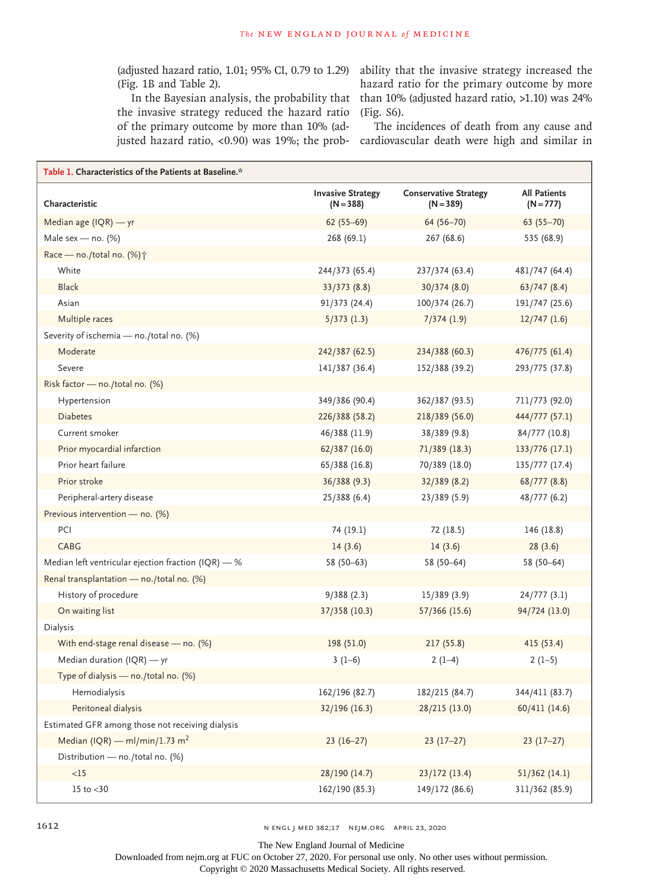(adjusted hazard ratio, 1.01; 95% CI, 0.79 to 1.29) (Fig. 1B and Table 2).

In the Bayesian analysis, the probability that the invasive strategy reduced the hazard ratio of the primary outcome by more than 10% (adjusted hazard ratio, <0.90) was 19%; the probability that the invasive strategy increased the hazard ratio for the primary outcome by more than 10% (adjusted hazard ratio, >1.10) was 24% (Fig. S6).

The incidences of death from any cause and cardiovascular death were high and similar in

**Table 1. Characteristics of the Patients at Baseline.***

| Characteristic | Invasive Strategy (N=388) | Conservative Strategy (N=389) | All Patients (N=777) |
|---|---|---|---|
| Median age (IQR) — yr | 62 (55–69) | 64 (56–70) | 63 (55–70) |
| Male sex — no. (%) | 268 (69.1) | 267 (68.6) | 535 (68.9) |
| Race — no./total no. (%)† | | | |
| White | 244/373 (65.4) | 237/374 (63.4) | 481/747 (64.4) |
| Black | 33/373 (8.8) | 30/374 (8.0) | 63/747 (8.4) |
| Asian | 91/373 (24.4) | 100/374 (26.7) | 191/747 (25.6) |
| Multiple races | 5/373 (1.3) | 7/374 (1.9) | 12/747 (1.6) |
| Severity of ischemia — no./total no. (%) | | | |
| Moderate | 242/387 (62.5) | 234/388 (60.3) | 476/775 (61.4) |
| Severe | 141/387 (36.4) | 152/388 (39.2) | 293/775 (37.8) |
| Risk factor — no./total no. (%) | | | |
| Hypertension | 349/386 (90.4) | 362/387 (93.5) | 711/773 (92.0) |
| Diabetes | 226/388 (58.2) | 218/389 (56.0) | 444/777 (57.1) |
| Current smoker | 46/388 (11.9) | 38/389 (9.8) | 84/777 (10.8) |
| Prior myocardial infarction | 62/387 (16.0) | 71/389 (18.3) | 133/776 (17.1) |
| Prior heart failure | 65/388 (16.8) | 70/389 (18.0) | 135/777 (17.4) |
| Prior stroke | 36/388 (9.3) | 32/389 (8.2) | 68/777 (8.8) |
| Peripheral-artery disease | 25/388 (6.4) | 23/389 (5.9) | 48/777 (6.2) |
| Previous intervention — no. (%) | | | |
| PCI | 74 (19.1) | 72 (18.5) | 146 (18.8) |
| CABG | 14 (3.6) | 14 (3.6) | 28 (3.6) |
| Median left ventricular ejection fraction (IQR) — % | 58 (50–63) | 58 (50–64) | 58 (50–64) |
| Renal transplantation — no./total no. (%) | | | |
| History of procedure | 9/388 (2.3) | 15/389 (3.9) | 24/777 (3.1) |
| On waiting list | 37/358 (10.3) | 57/366 (15.6) | 94/724 (13.0) |
| Dialysis | | | |
| With end-stage renal disease — no. (%) | 198 (51.0) | 217 (55.8) | 415 (53.4) |
| Median duration (IQR) — yr | 3 (1–6) | 2 (1–4) | 2 (1–5) |
| Type of dialysis — no./total no. (%) | | | |
| Hemodialysis | 162/196 (82.7) | 182/215 (84.7) | 344/411 (83.7) |
| Peritoneal dialysis | 32/196 (16.3) | 28/215 (13.0) | 60/411 (14.6) |
| Estimated GFR among those not receiving dialysis | | | |
| Median (IQR) — ml/min/1.73 $m^2$ | 23 (16–27) | 23 (17–27) | 23 (17–27) |
| Distribution — no./total no. (%) | | | |
| <15 | 28/190 (14.7) | 23/172 (13.4) | 51/362 (14.1) |
| 15 to <30 | 162/190 (85.3) | 149/172 (86.6) | 311/362 (85.9) |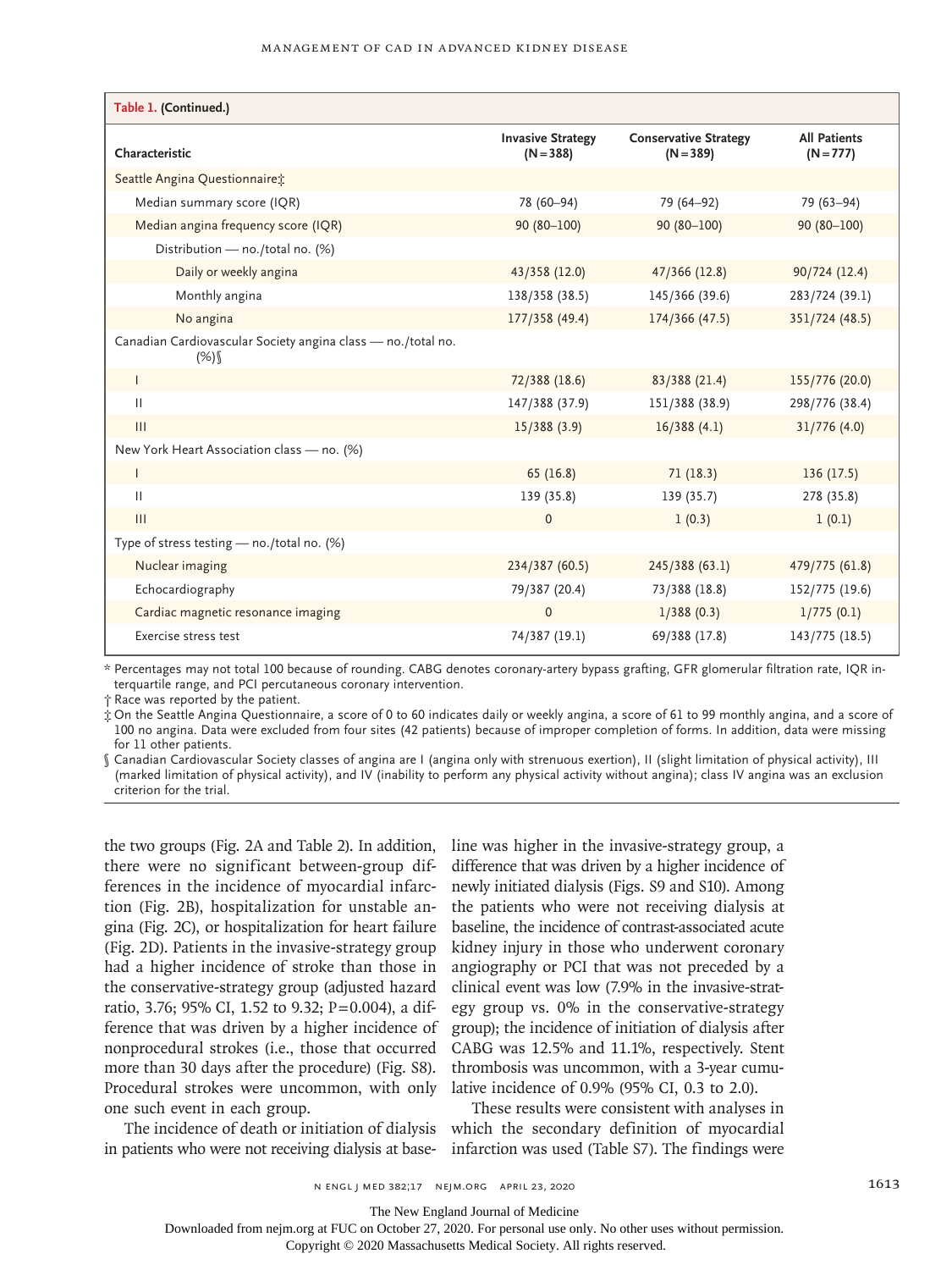**Table 1. (Continued.)**

| Characteristic | Invasive Strategy (N=388) | Conservative Strategy (N=389) | All Patients (N=777) |
|---|---|---|---|
| Seattle Angina Questionnaire‡ | | | |
| Median summary score (IQR) | 78 (60–94) | 79 (64–92) | 79 (63–94) |
| Median angina frequency score (IQR) | 90 (80–100) | 90 (80–100) | 90 (80–100) |
| Distribution — no./total no. (%) | | | |
| Daily or weekly angina | 43/358 (12.0) | 47/366 (12.8) | 90/724 (12.4) |
| Monthly angina | 138/358 (38.5) | 145/366 (39.6) | 283/724 (39.1) |
| No angina | 177/358 (49.4) | 174/366 (47.5) | 351/724 (48.5) |
| Canadian Cardiovascular Society angina class — no./total no. (%)§ | | | |
| I | 72/388 (18.6) | 83/388 (21.4) | 155/776 (20.0) |
| II | 147/388 (37.9) | 151/388 (38.9) | 298/776 (38.4) |
| III | 15/388 (3.9) | 16/388 (4.1) | 31/776 (4.0) |
| New York Heart Association class — no. (%) | | | |
| I | 65 (16.8) | 71 (18.3) | 136 (17.5) |
| II | 139 (35.8) | 139 (35.7) | 278 (35.8) |
| III | 0 | 1 (0.3) | 1 (0.1) |
| Type of stress testing — no./total no. (%) | | | |
| Nuclear imaging | 234/387 (60.5) | 245/388 (63.1) | 479/775 (61.8) |
| Echocardiography | 79/387 (20.4) | 73/388 (18.8) | 152/775 (19.6) |
| Cardiac magnetic resonance imaging | 0 | 1/388 (0.3) | 1/775 (0.1) |
| Exercise stress test | 74/387 (19.1) | 69/388 (17.8) | 143/775 (18.5) |

\* Percentages may not total 100 because of rounding. CABG denotes coronary-artery bypass grafting, GFR glomerular filtration rate, IQR interquartile range, and PCI percutaneous coronary intervention.

† Race was reported by the patient.

‡ On the Seattle Angina Questionnaire, a score of 0 to 60 indicates daily or weekly angina, a score of 61 to 99 monthly angina, and a score of 100 no angina. Data were excluded from four sites (42 patients) because of improper completion of forms. In addition, data were missing for 11 other patients.

§ Canadian Cardiovascular Society classes of angina are I (angina only with strenuous exertion), II (slight limitation of physical activity), III (marked limitation of physical activity), and IV (inability to perform any physical activity without angina); class IV angina was an exclusion criterion for the trial.

the two groups (Fig. 2A and Table 2). In addition, there were no significant between-group differences in the incidence of myocardial infarction (Fig. 2B), hospitalization for unstable angina (Fig. 2C), or hospitalization for heart failure (Fig. 2D). Patients in the invasive-strategy group had a higher incidence of stroke than those in the conservative-strategy group (adjusted hazard ratio, 3.76; 95% CI, 1.52 to 9.32; $P=0.004$), a difference that was driven by a higher incidence of nonprocedural strokes (i.e., those that occurred more than 30 days after the procedure) (Fig. S8). Procedural strokes were uncommon, with only one such event in each group.

The incidence of death or initiation of dialysis in patients who were not receiving dialysis at baseline was higher in the invasive-strategy group, a difference that was driven by a higher incidence of newly initiated dialysis (Figs. S9 and S10). Among the patients who were not receiving dialysis at baseline, the incidence of contrast-associated acute kidney injury in those who underwent coronary angiography or PCI that was not preceded by a clinical event was low (7.9% in the invasive-strategy group vs. 0% in the conservative-strategy group); the incidence of initiation of dialysis after CABG was 12.5% and 11.1%, respectively. Stent thrombosis was uncommon, with a 3-year cumulative incidence of 0.9% (95% CI, 0.3 to 2.0).

These results were consistent with analyses in which the secondary definition of myocardial infarction was used (Table S7). The findings were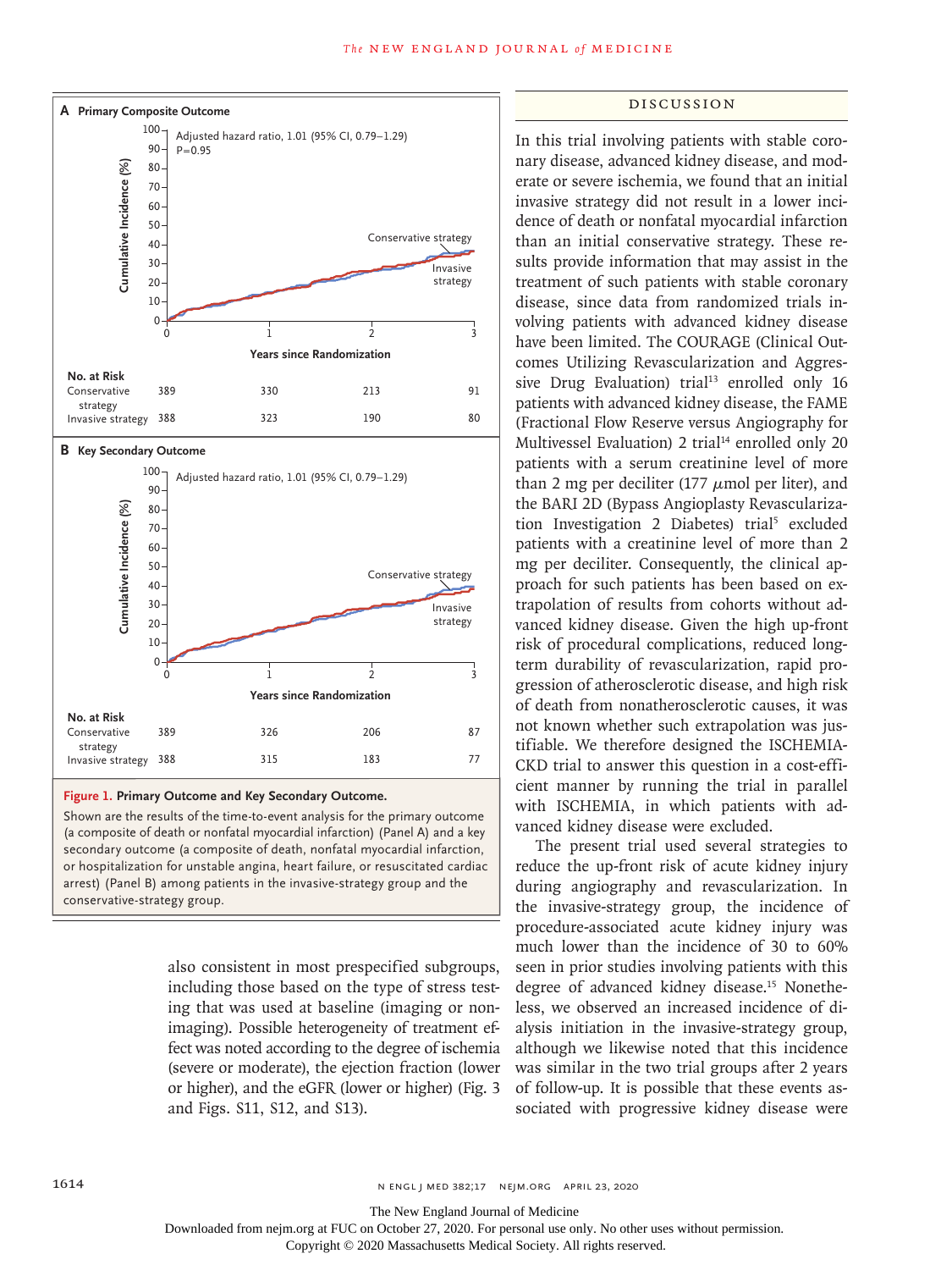**A Primary Composite Outcome**

Adjusted hazard ratio, 1.01 (95% CI, 0.79–1.29)
P=0.95

| No. at Risk | 0 | 1 | 2 | 3 |
|---|---|---|---|---|
| Conservative strategy | 389 | 330 | 213 | 91 |
| Invasive strategy | 388 | 323 | 190 | 80 |

**B Key Secondary Outcome**

Adjusted hazard ratio, 1.01 (95% CI, 0.79–1.29)

| No. at Risk | 0 | 1 | 2 | 3 |
|---|---|---|---|---|
| Conservative strategy | 389 | 326 | 206 | 87 |
| Invasive strategy | 388 | 315 | 183 | 77 |

**Figure 1. Primary Outcome and Key Secondary Outcome.**

Shown are the results of the time-to-event analysis for the primary outcome (a composite of death or nonfatal myocardial infarction) (Panel A) and a key secondary outcome (a composite of death, nonfatal myocardial infarction, or hospitalization for unstable angina, heart failure, or resuscitated cardiac arrest) (Panel B) among patients in the invasive-strategy group and the conservative-strategy group.

also consistent in most prespecified subgroups, including those based on the type of stress testing that was used at baseline (imaging or nonimaging). Possible heterogeneity of treatment effect was noted according to the degree of ischemia (severe or moderate), the ejection fraction (lower or higher), and the eGFR (lower or higher) (Fig. 3 and Figs. S11, S12, and S13).

## DISCUSSION

In this trial involving patients with stable coronary disease, advanced kidney disease, and moderate or severe ischemia, we found that an initial invasive strategy did not result in a lower incidence of death or nonfatal myocardial infarction than an initial conservative strategy. These results provide information that may assist in the treatment of such patients with stable coronary disease, since data from randomized trials involving patients with advanced kidney disease have been limited. The COURAGE (Clinical Outcomes Utilizing Revascularization and Aggressive Drug Evaluation) trial[13] enrolled only 16 patients with advanced kidney disease, the FAME (Fractional Flow Reserve versus Angiography for Multivessel Evaluation) 2 trial[14] enrolled only 20 patients with a serum creatinine level of more than 2 mg per deciliter (177 μmol per liter), and the BARI 2D (Bypass Angioplasty Revascularization Investigation 2 Diabetes) trial[5] excluded patients with a creatinine level of more than 2 mg per deciliter. Consequently, the clinical approach for such patients has been based on extrapolation of results from cohorts without advanced kidney disease. Given the high up-front risk of procedural complications, reduced long-term durability of revascularization, rapid progression of atherosclerotic disease, and high risk of death from nonatherosclerotic causes, it was not known whether such extrapolation was justifiable. We therefore designed the ISCHEMIA-CKD trial to answer this question in a cost-efficient manner by running the trial in parallel with ISCHEMIA, in which patients with advanced kidney disease were excluded.

The present trial used several strategies to reduce the up-front risk of acute kidney injury during angiography and revascularization. In the invasive-strategy group, the incidence of procedure-associated acute kidney injury was much lower than the incidence of 30 to 60% seen in prior studies involving patients with this degree of advanced kidney disease.[15] Nonetheless, we observed an increased incidence of dialysis initiation in the invasive-strategy group, although we likewise noted that this incidence was similar in the two trial groups after 2 years of follow-up. It is possible that these events associated with progressive kidney disease were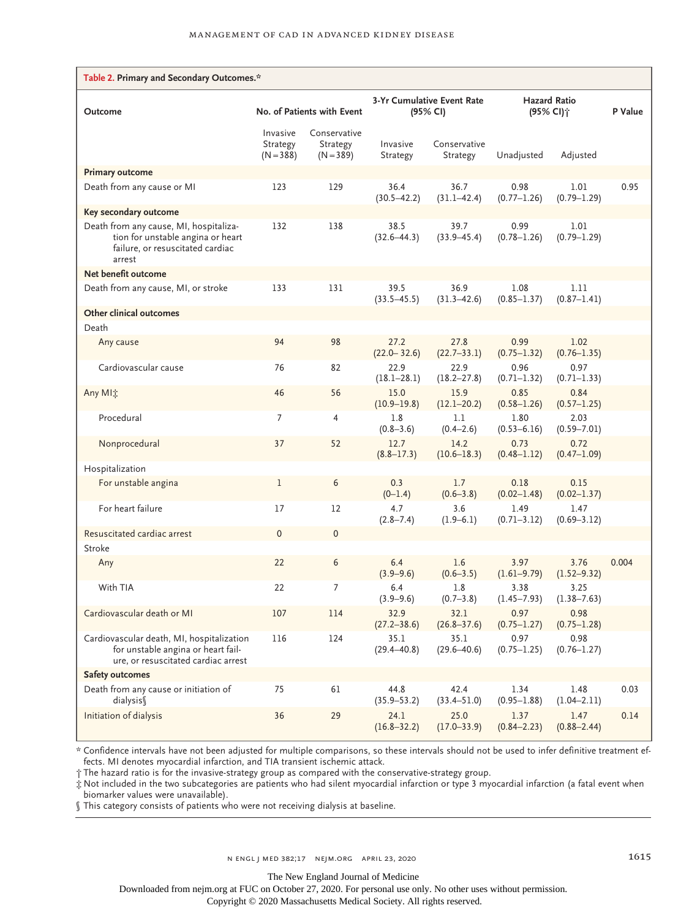**Table 2. Primary and Secondary Outcomes.***

| Outcome | No. of Patients with Event | | 3-Yr Cumulative Event Rate (95% CI) | | Hazard Ratio (95% CI)† | | P Value |
|---|---|---|---|---|---|---|---|
| | Invasive Strategy (N=388) | Conservative Strategy (N=389) | Invasive Strategy | Conservative Strategy | Unadjusted | Adjusted | |
| **Primary outcome** | | | | | | | |
| Death from any cause or MI | 123 | 129 | 36.4 (30.5–42.2) | 36.7 (31.1–42.4) | 0.98 (0.77–1.26) | 1.01 (0.79–1.29) | 0.95 |
| **Key secondary outcome** | | | | | | | |
| Death from any cause, MI, hospitalization for unstable angina or heart failure, or resuscitated cardiac arrest | 132 | 138 | 38.5 (32.6–44.3) | 39.7 (33.9–45.4) | 0.99 (0.78–1.26) | 1.01 (0.79–1.29) | |
| **Net benefit outcome** | | | | | | | |
| Death from any cause, MI, or stroke | 133 | 131 | 39.5 (33.5–45.5) | 36.9 (31.3–42.6) | 1.08 (0.85–1.37) | 1.11 (0.87–1.41) | |
| **Other clinical outcomes** | | | | | | | |
| Death | | | | | | | |
| Any cause | 94 | 98 | 27.2 (22.0– 32.6) | 27.8 (22.7–33.1) | 0.99 (0.75–1.32) | 1.02 (0.76–1.35) | |
| Cardiovascular cause | 76 | 82 | 22.9 (18.1–28.1) | 22.9 (18.2–27.8) | 0.96 (0.71–1.32) | 0.97 (0.71–1.33) | |
| Any MI‡ | 46 | 56 | 15.0 (10.9–19.8) | 15.9 (12.1–20.2) | 0.85 (0.58–1.26) | 0.84 (0.57–1.25) | |
| Procedural | 7 | 4 | 1.8 (0.8–3.6) | 1.1 (0.4–2.6) | 1.80 (0.53–6.16) | 2.03 (0.59–7.01) | |
| Nonprocedural | 37 | 52 | 12.7 (8.8–17.3) | 14.2 (10.6–18.3) | 0.73 (0.48–1.12) | 0.72 (0.47–1.09) | |
| Hospitalization | | | | | | | |
| For unstable angina | 1 | 6 | 0.3 (0–1.4) | 1.7 (0.6–3.8) | 0.18 (0.02–1.48) | 0.15 (0.02–1.37) | |
| For heart failure | 17 | 12 | 4.7 (2.8–7.4) | 3.6 (1.9–6.1) | 1.49 (0.71–3.12) | 1.47 (0.69–3.12) | |
| Resuscitated cardiac arrest | 0 | 0 | | | | | |
| Stroke | | | | | | | |
| Any | 22 | 6 | 6.4 (3.9–9.6) | 1.6 (0.6–3.5) | 3.97 (1.61–9.79) | 3.76 (1.52–9.32) | 0.004 |
| With TIA | 22 | 7 | 6.4 (3.9–9.6) | 1.8 (0.7–3.8) | 3.38 (1.45–7.93) | 3.25 (1.38–7.63) | |
| Cardiovascular death or MI | 107 | 114 | 32.9 (27.2–38.6) | 32.1 (26.8–37.6) | 0.97 (0.75–1.27) | 0.98 (0.75–1.28) | |
| Cardiovascular death, MI, hospitalization for unstable angina or heart failure, or resuscitated cardiac arrest | 116 | 124 | 35.1 (29.4–40.8) | 35.1 (29.6–40.6) | 0.97 (0.75–1.25) | 0.98 (0.76–1.27) | |
| **Safety outcomes** | | | | | | | |
| Death from any cause or initiation of dialysis§ | 75 | 61 | 44.8 (35.9–53.2) | 42.4 (33.4–51.0) | 1.34 (0.95–1.88) | 1.48 (1.04–2.11) | 0.03 |
| Initiation of dialysis | 36 | 29 | 24.1 (16.8–32.2) | 25.0 (17.0–33.9) | 1.37 (0.84–2.23) | 1.47 (0.88–2.44) | 0.14 |

\* Confidence intervals have not been adjusted for multiple comparisons, so these intervals should not be used to infer definitive treatment effects. MI denotes myocardial infarction, and TIA transient ischemic attack.

† The hazard ratio is for the invasive-strategy group as compared with the conservative-strategy group.

‡ Not included in the two subcategories are patients who had silent myocardial infarction or type 3 myocardial infarction (a fatal event when biomarker values were unavailable).

§ This category consists of patients who were not receiving dialysis at baseline.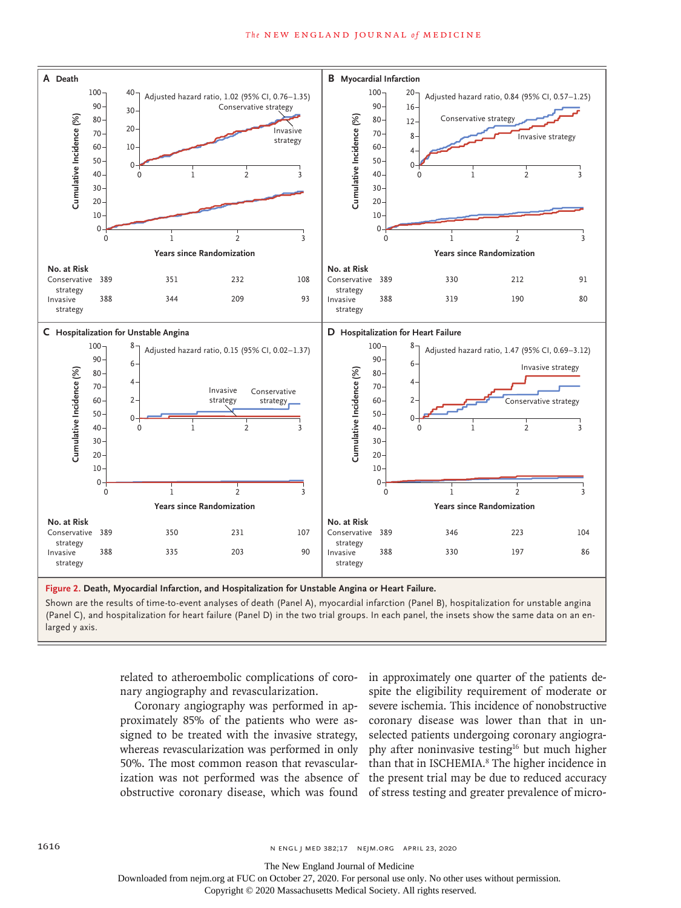**A Death**

Adjusted hazard ratio, 1.02 (95% CI, 0.76–1.35)

| No. at Risk | 0 | 1 | 2 | 3 |
|---|---|---|---|---|
| Conservative strategy | 389 | 351 | 232 | 108 |
| Invasive strategy | 388 | 344 | 209 | 93 |

**B Myocardial Infarction**

Adjusted hazard ratio, 0.84 (95% CI, 0.57–1.25)

| No. at Risk | 0 | 1 | 2 | 3 |
|---|---|---|---|---|
| Conservative strategy | 389 | 330 | 212 | 91 |
| Invasive strategy | 388 | 319 | 190 | 80 |

**C Hospitalization for Unstable Angina**

Adjusted hazard ratio, 0.15 (95% CI, 0.02–1.37)

| No. at Risk | 0 | 1 | 2 | 3 |
|---|---|---|---|---|
| Conservative strategy | 389 | 350 | 231 | 107 |
| Invasive strategy | 388 | 335 | 203 | 90 |

**D Hospitalization for Heart Failure**

Adjusted hazard ratio, 1.47 (95% CI, 0.69–3.12)

| No. at Risk | 0 | 1 | 2 | 3 |
|---|---|---|---|---|
| Conservative strategy | 389 | 346 | 223 | 104 |
| Invasive strategy | 388 | 330 | 197 | 86 |

**Figure 2. Death, Myocardial Infarction, and Hospitalization for Unstable Angina or Heart Failure.**

Shown are the results of time-to-event analyses of death (Panel A), myocardial infarction (Panel B), hospitalization for unstable angina (Panel C), and hospitalization for heart failure (Panel D) in the two trial groups. In each panel, the insets show the same data on an enlarged y axis.

related to atheroembolic complications of coronary angiography and revascularization.

Coronary angiography was performed in approximately 85% of the patients who were assigned to be treated with the invasive strategy, whereas revascularization was performed in only 50%. The most common reason that revascularization was not performed was the absence of obstructive coronary disease, which was found in approximately one quarter of the patients despite the eligibility requirement of moderate or severe ischemia. This incidence of nonobstructive coronary disease was lower than that in unselected patients undergoing coronary angiography after noninvasive testing[16] but much higher than that in ISCHEMIA.[8] The higher incidence in the present trial may be due to reduced accuracy of stress testing and greater prevalence of micro-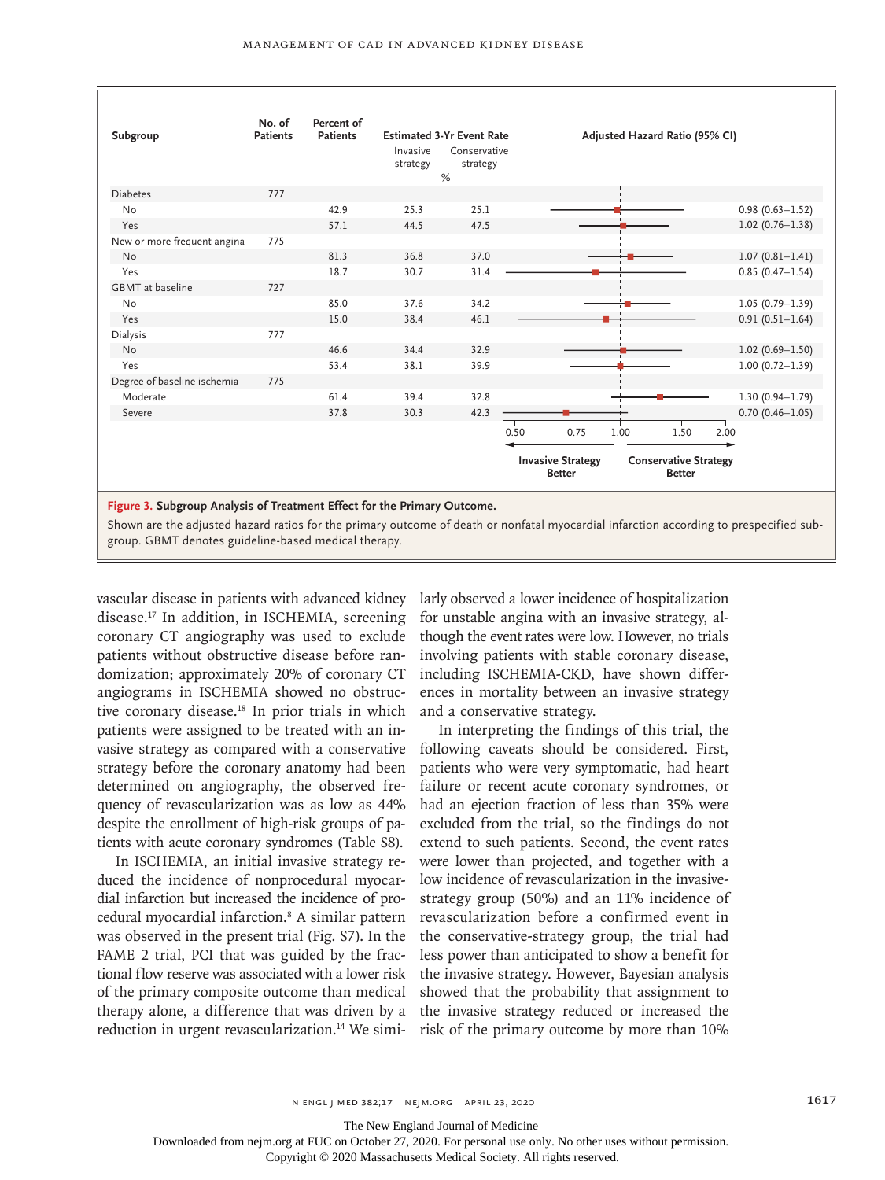| Subgroup | No. of Patients | Percent of Patients | Estimated 3-Yr Event Rate | | Adjusted Hazard Ratio (95% CI) |
|---|---|---|---|---|---|
| | | | Invasive strategy | Conservative strategy | |
| | | | % | | |
| Diabetes | 777 | | | | |
| No | | 42.9 | 25.3 | 25.1 | 0.98 (0.63–1.52) |
| Yes | | 57.1 | 44.5 | 47.5 | 1.02 (0.76–1.38) |
| New or more frequent angina | 775 | | | | |
| No | | 81.3 | 36.8 | 37.0 | 1.07 (0.81–1.41) |
| Yes | | 18.7 | 30.7 | 31.4 | 0.85 (0.47–1.54) |
| GBMT at baseline | 727 | | | | |
| No | | 85.0 | 37.6 | 34.2 | 1.05 (0.79–1.39) |
| Yes | | 15.0 | 38.4 | 46.1 | 0.91 (0.51–1.64) |
| Dialysis | 777 | | | | |
| No | | 46.6 | 34.4 | 32.9 | 1.02 (0.69–1.50) |
| Yes | | 53.4 | 38.1 | 39.9 | 1.00 (0.72–1.39) |
| Degree of baseline ischemia | 775 | | | | |
| Moderate | | 61.4 | 39.4 | 32.8 | 1.30 (0.94–1.79) |
| Severe | | 37.8 | 30.3 | 42.3 | 0.70 (0.46–1.05) |

Axis: 0.50, 0.75, 1.00, 1.50, 2.00 — ← Invasive Strategy Better | Conservative Strategy Better →

**Figure 3. Subgroup Analysis of Treatment Effect for the Primary Outcome.**

Shown are the adjusted hazard ratios for the primary outcome of death or nonfatal myocardial infarction according to prespecified subgroup. GBMT denotes guideline-based medical therapy.

vascular disease in patients with advanced kidney disease.[17] In addition, in ISCHEMIA, screening coronary CT angiography was used to exclude patients without obstructive disease before randomization; approximately 20% of coronary CT angiograms in ISCHEMIA showed no obstructive coronary disease.[18] In prior trials in which patients were assigned to be treated with an invasive strategy as compared with a conservative strategy before the coronary anatomy had been determined on angiography, the observed frequency of revascularization was as low as 44% despite the enrollment of high-risk groups of patients with acute coronary syndromes (Table S8).

In ISCHEMIA, an initial invasive strategy reduced the incidence of nonprocedural myocardial infarction but increased the incidence of procedural myocardial infarction.[8] A similar pattern was observed in the present trial (Fig. S7). In the FAME 2 trial, PCI that was guided by the fractional flow reserve was associated with a lower risk of the primary composite outcome than medical therapy alone, a difference that was driven by a reduction in urgent revascularization.[14] We similarly observed a lower incidence of hospitalization for unstable angina with an invasive strategy, although the event rates were low. However, no trials involving patients with stable coronary disease, including ISCHEMIA-CKD, have shown differences in mortality between an invasive strategy and a conservative strategy.

In interpreting the findings of this trial, the following caveats should be considered. First, patients who were very symptomatic, had heart failure or recent acute coronary syndromes, or had an ejection fraction of less than 35% were excluded from the trial, so the findings do not extend to such patients. Second, the event rates were lower than projected, and together with a low incidence of revascularization in the invasive-strategy group (50%) and an 11% incidence of revascularization before a confirmed event in the conservative-strategy group, the trial had less power than anticipated to show a benefit for the invasive strategy. However, Bayesian analysis showed that the probability that assignment to the invasive strategy reduced or increased the risk of the primary outcome by more than 10%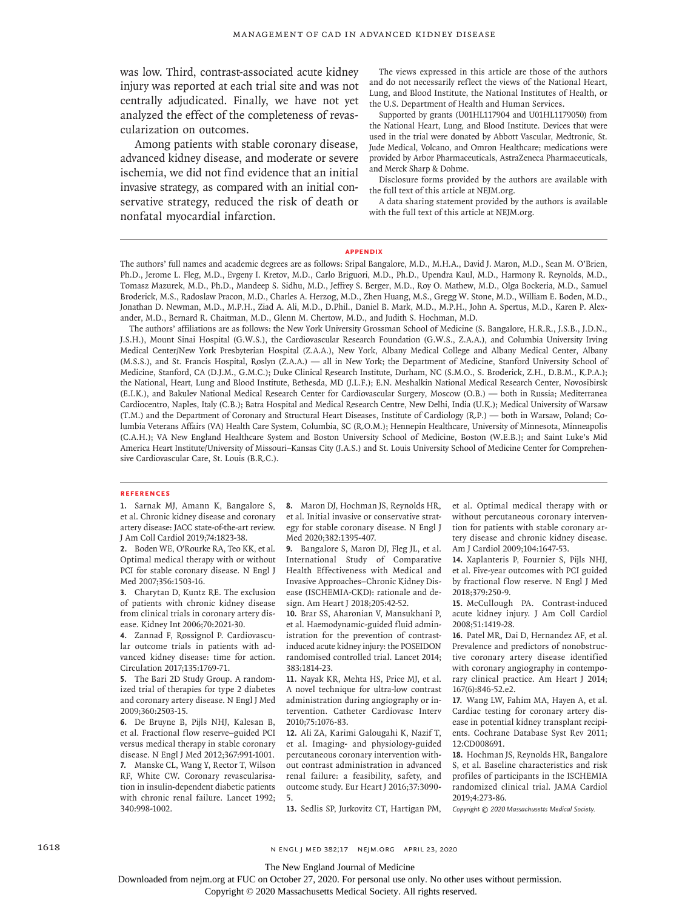was low. Third, contrast-associated acute kidney injury was reported at each trial site and was not centrally adjudicated. Finally, we have not yet analyzed the effect of the completeness of revascularization on outcomes.

Among patients with stable coronary disease, advanced kidney disease, and moderate or severe ischemia, we did not find evidence that an initial invasive strategy, as compared with an initial conservative strategy, reduced the risk of death or nonfatal myocardial infarction.

The views expressed in this article are those of the authors and do not necessarily reflect the views of the National Heart, Lung, and Blood Institute, the National Institutes of Health, or the U.S. Department of Health and Human Services.

Supported by grants (U01HL117904 and U01HL1179050) from the National Heart, Lung, and Blood Institute. Devices that were used in the trial were donated by Abbott Vascular, Medtronic, St. Jude Medical, Volcano, and Omron Healthcare; medications were provided by Arbor Pharmaceuticals, AstraZeneca Pharmaceuticals, and Merck Sharp & Dohme.

Disclosure forms provided by the authors are available with the full text of this article at NEJM.org.

A data sharing statement provided by the authors is available with the full text of this article at NEJM.org.

## APPENDIX

The authors' full names and academic degrees are as follows: Sripal Bangalore, M.D., M.H.A., David J. Maron, M.D., Sean M. O'Brien, Ph.D., Jerome L. Fleg, M.D., Evgeny I. Kretov, M.D., Carlo Briguori, M.D., Ph.D., Upendra Kaul, M.D., Harmony R. Reynolds, M.D., Tomasz Mazurek, M.D., Ph.D., Mandeep S. Sidhu, M.D., Jeffrey S. Berger, M.D., Roy O. Mathew, M.D., Olga Bockeria, M.D., Samuel Broderick, M.S., Radoslaw Pracon, M.D., Charles A. Herzog, M.D., Zhen Huang, M.S., Gregg W. Stone, M.D., William E. Boden, M.D., Jonathan D. Newman, M.D., M.P.H., Ziad A. Ali, M.D., D.Phil., Daniel B. Mark, M.D., M.P.H., John A. Spertus, M.D., Karen P. Alexander, M.D., Bernard R. Chaitman, M.D., Glenn M. Chertow, M.D., and Judith S. Hochman, M.D.

The authors' affiliations are as follows: the New York University Grossman School of Medicine (S. Bangalore, H.R.R., J.S.B., J.D.N., J.S.H.), Mount Sinai Hospital (G.W.S.), the Cardiovascular Research Foundation (G.W.S., Z.A.A.), and Columbia University Irving Medical Center/New York Presbyterian Hospital (Z.A.A.), New York, Albany Medical College and Albany Medical Center, Albany (M.S.S.), and St. Francis Hospital, Roslyn (Z.A.A.) — all in New York; the Department of Medicine, Stanford University School of Medicine, Stanford, CA (D.J.M., G.M.C.); Duke Clinical Research Institute, Durham, NC (S.M.O., S. Broderick, Z.H., D.B.M., K.P.A.); the National, Heart, Lung and Blood Institute, Bethesda, MD (J.L.F.); E.N. Meshalkin National Medical Research Center, Novosibirsk (E.I.K.), and Bakulev National Medical Research Center for Cardiovascular Surgery, Moscow (O.B.) — both in Russia; Mediterranea Cardiocentro, Naples, Italy (C.B.); Batra Hospital and Medical Research Centre, New Delhi, India (U.K.); Medical University of Warsaw (T.M.) and the Department of Coronary and Structural Heart Diseases, Institute of Cardiology (R.P.) — both in Warsaw, Poland; Columbia Veterans Affairs (VA) Health Care System, Columbia, SC (R.O.M.); Hennepin Healthcare, University of Minnesota, Minneapolis (C.A.H.); VA New England Healthcare System and Boston University School of Medicine, Boston (W.E.B.); and Saint Luke's Mid America Heart Institute/University of Missouri–Kansas City (J.A.S.) and St. Louis University School of Medicine Center for Comprehensive Cardiovascular Care, St. Louis (B.R.C.).

## REFERENCES

1. Sarnak MJ, Amann K, Bangalore S, et al. Chronic kidney disease and coronary artery disease: JACC state-of-the-art review. J Am Coll Cardiol 2019;74:1823-38.
2. Boden WE, O'Rourke RA, Teo KK, et al. Optimal medical therapy with or without PCI for stable coronary disease. N Engl J Med 2007;356:1503-16.
3. Charytan D, Kuntz RE. The exclusion of patients with chronic kidney disease from clinical trials in coronary artery disease. Kidney Int 2006;70:2021-30.
4. Zannad F, Rossignol P. Cardiovascular outcome trials in patients with advanced kidney disease: time for action. Circulation 2017;135:1769-71.
5. The BARI 2D Study Group. A randomized trial of therapies for type 2 diabetes and coronary artery disease. N Engl J Med 2009;360:2503-15.
6. De Bruyne B, Pijls NHJ, Kalesan B, et al. Fractional flow reserve–guided PCI versus medical therapy in stable coronary disease. N Engl J Med 2012;367:991-1001.
7. Manske CL, Wang Y, Rector T, Wilson RF, White CW. Coronary revascularisation in insulin-dependent diabetic patients with chronic renal failure. Lancet 1992;340:998-1002.
8. Maron DJ, Hochman JS, Reynolds HR, et al. Initial invasive or conservative strategy for stable coronary disease. N Engl J Med 2020;382:1395-407.
9. Bangalore S, Maron DJ, Fleg JL, et al. International Study of Comparative Health Effectiveness with Medical and Invasive Approaches–Chronic Kidney Disease (ISCHEMIA-CKD): rationale and design. Am Heart J 2018;205:42-52.
10. Brar SS, Aharonian V, Mansukhani P, et al. Haemodynamic-guided fluid administration for the prevention of contrast-induced acute kidney injury: the POSEIDON randomised controlled trial. Lancet 2014;383:1814-23.
11. Nayak KR, Mehta HS, Price MJ, et al. A novel technique for ultra-low contrast administration during angiography or intervention. Catheter Cardiovasc Interv 2010;75:1076-83.
12. Ali ZA, Karimi Galougahi K, Nazif T, et al. Imaging- and physiology-guided percutaneous coronary intervention without contrast administration in advanced renal failure: a feasibility, safety, and outcome study. Eur Heart J 2016;37:3090-5.
13. Sedlis SP, Jurkovitz CT, Hartigan PM, et al. Optimal medical therapy with or without percutaneous coronary intervention for patients with stable coronary artery disease and chronic kidney disease. Am J Cardiol 2009;104:1647-53.
14. Xaplanteris P, Fournier S, Pijls NHJ, et al. Five-year outcomes with PCI guided by fractional flow reserve. N Engl J Med 2018;379:250-9.
15. McCullough PA. Contrast-induced acute kidney injury. J Am Coll Cardiol 2008;51:1419-28.
16. Patel MR, Dai D, Hernandez AF, et al. Prevalence and predictors of nonobstructive coronary artery disease identified with coronary angiography in contemporary clinical practice. Am Heart J 2014;167(6):846-52.e2.
17. Wang LW, Fahim MA, Hayen A, et al. Cardiac testing for coronary artery disease in potential kidney transplant recipients. Cochrane Database Syst Rev 2011;12:CD008691.
18. Hochman JS, Reynolds HR, Bangalore S, et al. Baseline characteristics and risk profiles of participants in the ISCHEMIA randomized clinical trial. JAMA Cardiol 2019;4:273-86.

*Copyright © 2020 Massachusetts Medical Society.*